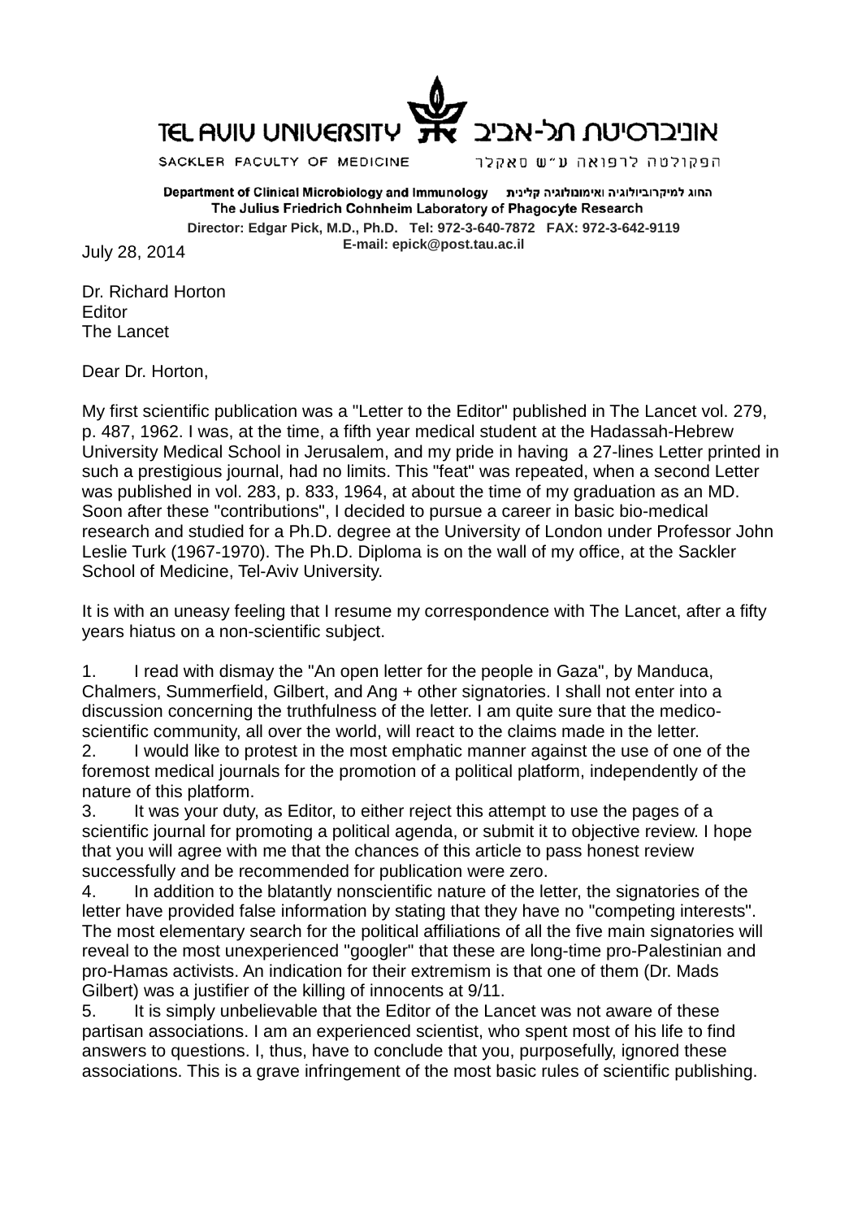TEL AVIV UNIVERSITY אוניברסיטת תל-אביב

SACKLER FACULTY OF MEDICINE הפקולטה לרפואה ע״ש סאקלר

**Department of Clinical Microbiology and Immunology החוג למיקרוביולוגיה ואימונולוגיה קלינית**

**The Julius Friedrich Cohnheim Laboratory of Phagocyte Research**

**Director: Edgar Pick, M.D., Ph.D. Tel: 972-3-640-7872 FAX: 972-3-642-9119**

**E-mail: epick@post.tau.ac.il**

July 28, 2014

Dr. Richard Horton
Editor
The Lancet

Dear Dr. Horton,

My first scientific publication was a "Letter to the Editor" published in The Lancet vol. 279, p. 487, 1962. I was, at the time, a fifth year medical student at the Hadassah-Hebrew University Medical School in Jerusalem, and my pride in having a 27-lines Letter printed in such a prestigious journal, had no limits. This "feat" was repeated, when a second Letter was published in vol. 283, p. 833, 1964, at about the time of my graduation as an MD. Soon after these "contributions", I decided to pursue a career in basic bio-medical research and studied for a Ph.D. degree at the University of London under Professor John Leslie Turk (1967-1970). The Ph.D. Diploma is on the wall of my office, at the Sackler School of Medicine, Tel-Aviv University.

It is with an uneasy feeling that I resume my correspondence with The Lancet, after a fifty years hiatus on a non-scientific subject.

1. I read with dismay the "An open letter for the people in Gaza", by Manduca, Chalmers, Summerfield, Gilbert, and Ang + other signatories. I shall not enter into a discussion concerning the truthfulness of the letter. I am quite sure that the medico-scientific community, all over the world, will react to the claims made in the letter.
2. I would like to protest in the most emphatic manner against the use of one of the foremost medical journals for the promotion of a political platform, independently of the nature of this platform.
3. It was your duty, as Editor, to either reject this attempt to use the pages of a scientific journal for promoting a political agenda, or submit it to objective review. I hope that you will agree with me that the chances of this article to pass honest review successfully and be recommended for publication were zero.
4. In addition to the blatantly nonscientific nature of the letter, the signatories of the letter have provided false information by stating that they have no "competing interests". The most elementary search for the political affiliations of all the five main signatories will reveal to the most unexperienced "googler" that these are long-time pro-Palestinian and pro-Hamas activists. An indication for their extremism is that one of them (Dr. Mads Gilbert) was a justifier of the killing of innocents at 9/11.
5. It is simply unbelievable that the Editor of the Lancet was not aware of these partisan associations. I am an experienced scientist, who spent most of his life to find answers to questions. I, thus, have to conclude that you, purposefully, ignored these associations. This is a grave infringement of the most basic rules of scientific publishing.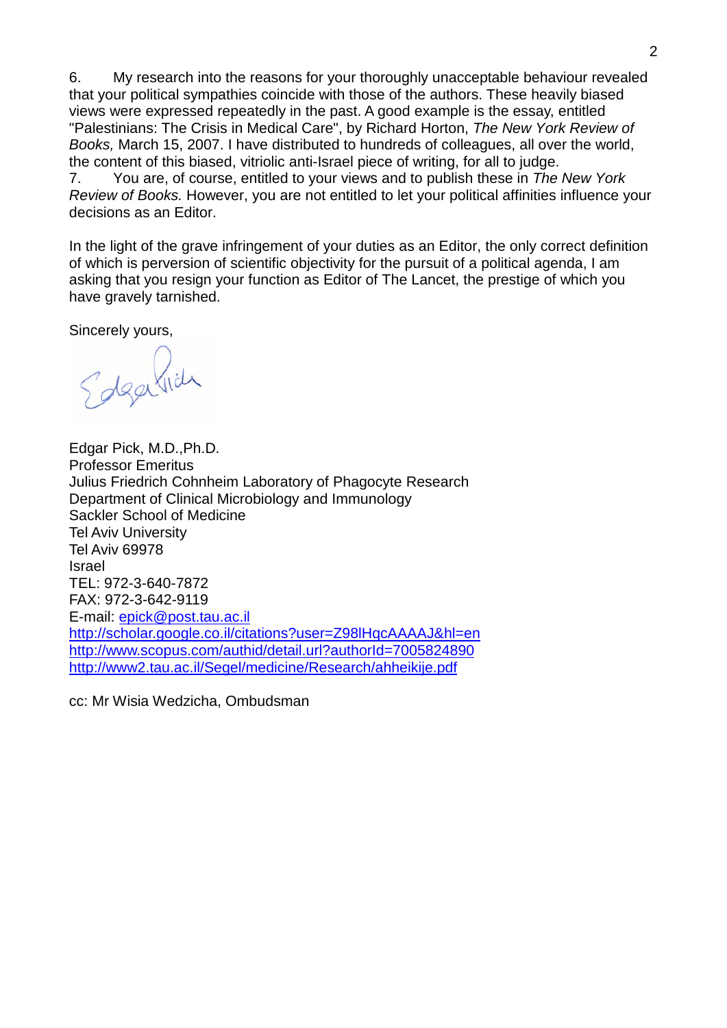6. My research into the reasons for your thoroughly unacceptable behaviour revealed that your political sympathies coincide with those of the authors. These heavily biased views were expressed repeatedly in the past. A good example is the essay, entitled "Palestinians: The Crisis in Medical Care", by Richard Horton, *The New York Review of Books,* March 15, 2007. I have distributed to hundreds of colleagues, all over the world, the content of this biased, vitriolic anti-Israel piece of writing, for all to judge.

7. You are, of course, entitled to your views and to publish these in *The New York Review of Books.* However, you are not entitled to let your political affinities influence your decisions as an Editor.

In the light of the grave infringement of your duties as an Editor, the only correct definition of which is perversion of scientific objectivity for the pursuit of a political agenda, I am asking that you resign your function as Editor of The Lancet, the prestige of which you have gravely tarnished.

Sincerely yours,

Edgar Pick, M.D.,Ph.D.
Professor Emeritus
Julius Friedrich Cohnheim Laboratory of Phagocyte Research
Department of Clinical Microbiology and Immunology
Sackler School of Medicine
Tel Aviv University
Tel Aviv 69978
Israel
TEL: 972-3-640-7872
FAX: 972-3-642-9119
E-mail: epick@post.tau.ac.il
http://scholar.google.co.il/citations?user=Z98lHqcAAAAJ&hl=en
http://www.scopus.com/authid/detail.url?authorId=7005824890
http://www2.tau.ac.il/Segel/medicine/Research/ahheikije.pdf

cc: Mr Wisia Wedzicha, Ombudsman